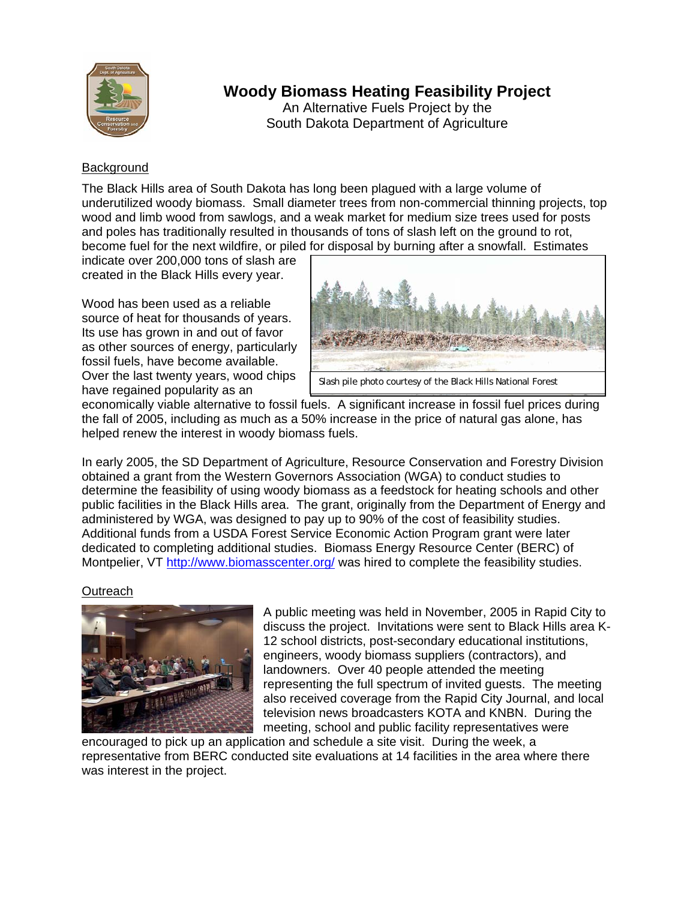# Woody Biomass Heating Feasibility Project

An Alternative Fuels Project by the
South Dakota Department of Agriculture

## Background

The Black Hills area of South Dakota has long been plagued with a large volume of underutilized woody biomass. Small diameter trees from non-commercial thinning projects, top wood and limb wood from sawlogs, and a weak market for medium size trees used for posts and poles has traditionally resulted in thousands of tons of slash left on the ground to rot, become fuel for the next wildfire, or piled for disposal by burning after a snowfall. Estimates indicate over 200,000 tons of slash are created in the Black Hills every year.

Slash pile photo courtesy of the Black Hills National Forest

Wood has been used as a reliable source of heat for thousands of years. Its use has grown in and out of favor as other sources of energy, particularly fossil fuels, have become available. Over the last twenty years, wood chips have regained popularity as an economically viable alternative to fossil fuels. A significant increase in fossil fuel prices during the fall of 2005, including as much as a 50% increase in the price of natural gas alone, has helped renew the interest in woody biomass fuels.

In early 2005, the SD Department of Agriculture, Resource Conservation and Forestry Division obtained a grant from the Western Governors Association (WGA) to conduct studies to determine the feasibility of using woody biomass as a feedstock for heating schools and other public facilities in the Black Hills area. The grant, originally from the Department of Energy and administered by WGA, was designed to pay up to 90% of the cost of feasibility studies. Additional funds from a USDA Forest Service Economic Action Program grant were later dedicated to completing additional studies. Biomass Energy Resource Center (BERC) of Montpelier, VT http://www.biomasscenter.org/ was hired to complete the feasibility studies.

## Outreach

A public meeting was held in November, 2005 in Rapid City to discuss the project. Invitations were sent to Black Hills area K-12 school districts, post-secondary educational institutions, engineers, woody biomass suppliers (contractors), and landowners. Over 40 people attended the meeting representing the full spectrum of invited guests. The meeting also received coverage from the Rapid City Journal, and local television news broadcasters KOTA and KNBN. During the meeting, school and public facility representatives were encouraged to pick up an application and schedule a site visit. During the week, a representative from BERC conducted site evaluations at 14 facilities in the area where there was interest in the project.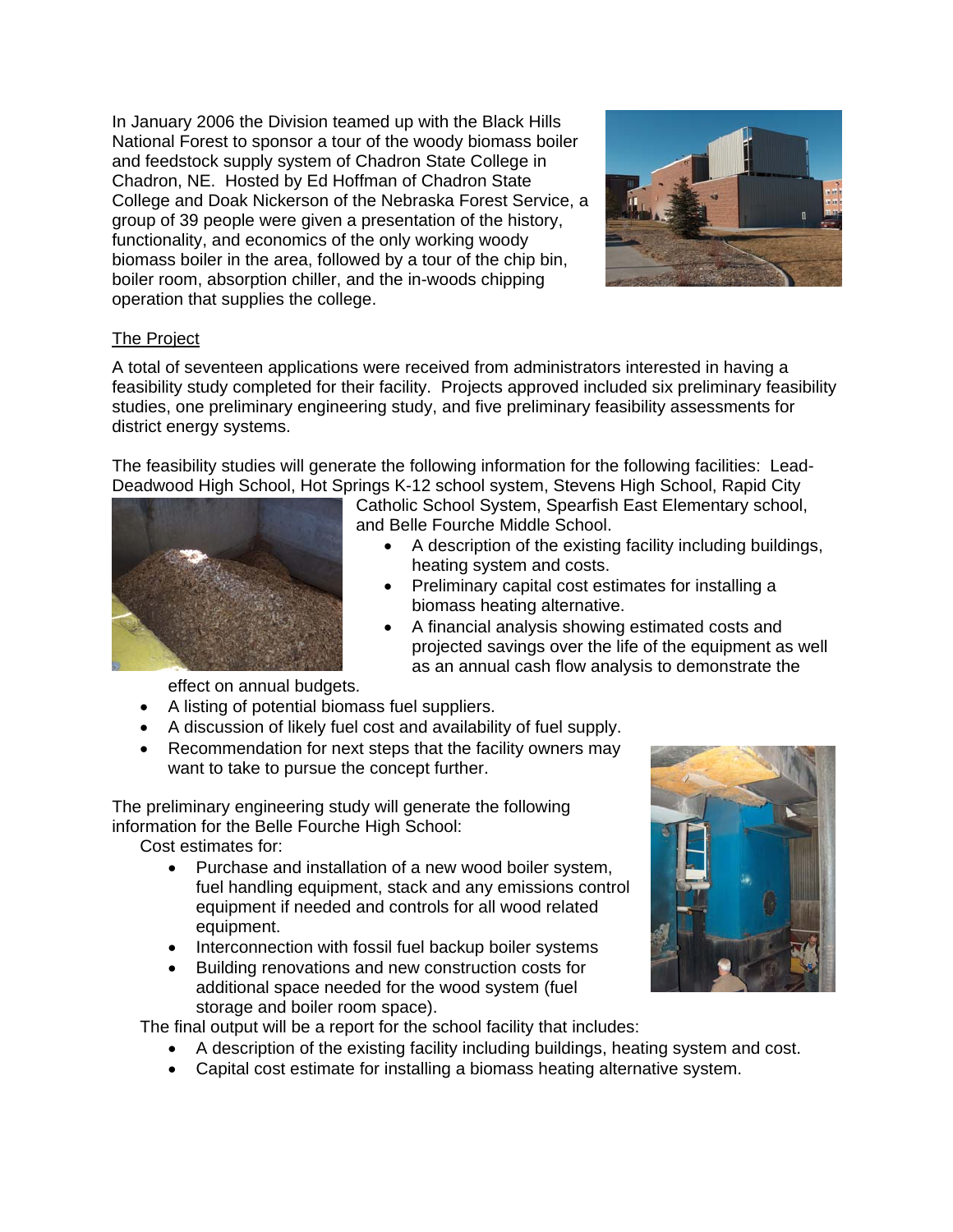In January 2006 the Division teamed up with the Black Hills National Forest to sponsor a tour of the woody biomass boiler and feedstock supply system of Chadron State College in Chadron, NE. Hosted by Ed Hoffman of Chadron State College and Doak Nickerson of the Nebraska Forest Service, a group of 39 people were given a presentation of the history, functionality, and economics of the only working woody biomass boiler in the area, followed by a tour of the chip bin, boiler room, absorption chiller, and the in-woods chipping operation that supplies the college.

## The Project

A total of seventeen applications were received from administrators interested in having a feasibility study completed for their facility. Projects approved included six preliminary feasibility studies, one preliminary engineering study, and five preliminary feasibility assessments for district energy systems.

The feasibility studies will generate the following information for the following facilities: Lead-Deadwood High School, Hot Springs K-12 school system, Stevens High School, Rapid City Catholic School System, Spearfish East Elementary school, and Belle Fourche Middle School.

- A description of the existing facility including buildings, heating system and costs.
- Preliminary capital cost estimates for installing a biomass heating alternative.
- A financial analysis showing estimated costs and projected savings over the life of the equipment as well as an annual cash flow analysis to demonstrate the effect on annual budgets.
- A listing of potential biomass fuel suppliers.
- A discussion of likely fuel cost and availability of fuel supply.
- Recommendation for next steps that the facility owners may want to take to pursue the concept further.

The preliminary engineering study will generate the following information for the Belle Fourche High School:

Cost estimates for:

- Purchase and installation of a new wood boiler system, fuel handling equipment, stack and any emissions control equipment if needed and controls for all wood related equipment.
- Interconnection with fossil fuel backup boiler systems
- Building renovations and new construction costs for additional space needed for the wood system (fuel storage and boiler room space).

The final output will be a report for the school facility that includes:

- A description of the existing facility including buildings, heating system and cost.
- Capital cost estimate for installing a biomass heating alternative system.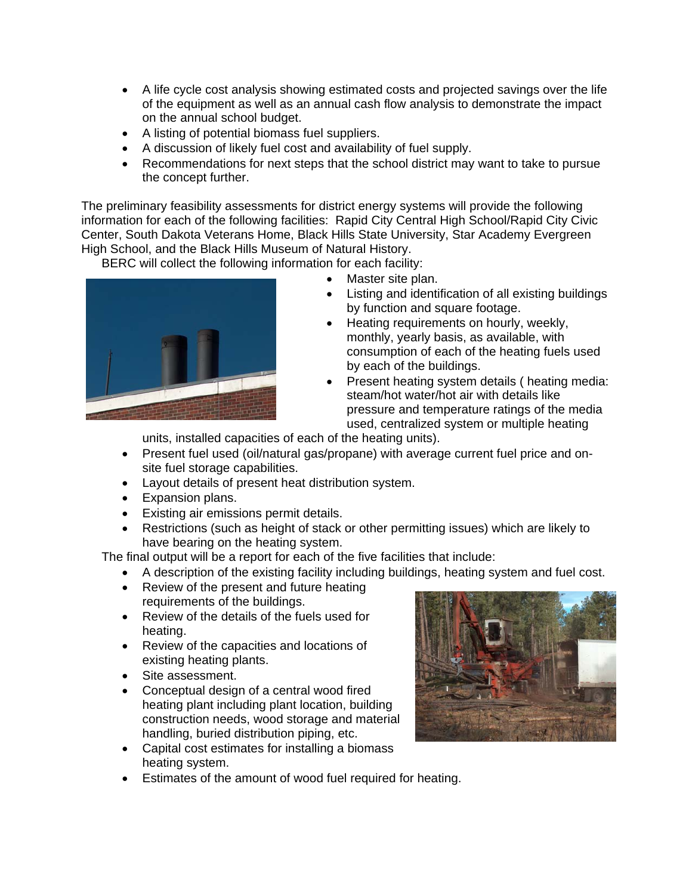- A life cycle cost analysis showing estimated costs and projected savings over the life of the equipment as well as an annual cash flow analysis to demonstrate the impact on the annual school budget.
- A listing of potential biomass fuel suppliers.
- A discussion of likely fuel cost and availability of fuel supply.
- Recommendations for next steps that the school district may want to take to pursue the concept further.

The preliminary feasibility assessments for district energy systems will provide the following information for each of the following facilities: Rapid City Central High School/Rapid City Civic Center, South Dakota Veterans Home, Black Hills State University, Star Academy Evergreen High School, and the Black Hills Museum of Natural History.

BERC will collect the following information for each facility:

- Master site plan.
- Listing and identification of all existing buildings by function and square footage.
- Heating requirements on hourly, weekly, monthly, yearly basis, as available, with consumption of each of the heating fuels used by each of the buildings.
- Present heating system details ( heating media: steam/hot water/hot air with details like pressure and temperature ratings of the media used, centralized system or multiple heating units, installed capacities of each of the heating units).
- Present fuel used (oil/natural gas/propane) with average current fuel price and on-site fuel storage capabilities.
- Layout details of present heat distribution system.
- Expansion plans.
- Existing air emissions permit details.
- Restrictions (such as height of stack or other permitting issues) which are likely to have bearing on the heating system.

The final output will be a report for each of the five facilities that include:

- A description of the existing facility including buildings, heating system and fuel cost.
- Review of the present and future heating requirements of the buildings.
- Review of the details of the fuels used for heating.
- Review of the capacities and locations of existing heating plants.
- Site assessment.
- Conceptual design of a central wood fired heating plant including plant location, building construction needs, wood storage and material handling, buried distribution piping, etc.
- Capital cost estimates for installing a biomass heating system.
- Estimates of the amount of wood fuel required for heating.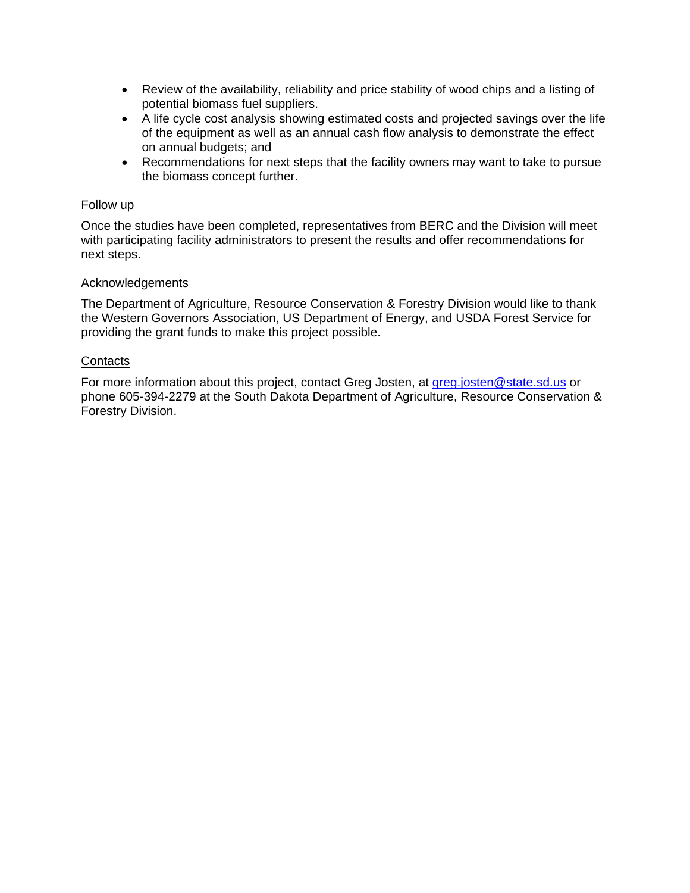- Review of the availability, reliability and price stability of wood chips and a listing of potential biomass fuel suppliers.
- A life cycle cost analysis showing estimated costs and projected savings over the life of the equipment as well as an annual cash flow analysis to demonstrate the effect on annual budgets; and
- Recommendations for next steps that the facility owners may want to take to pursue the biomass concept further.

<u>Follow up</u>

Once the studies have been completed, representatives from BERC and the Division will meet with participating facility administrators to present the results and offer recommendations for next steps.

<u>Acknowledgements</u>

The Department of Agriculture, Resource Conservation & Forestry Division would like to thank the Western Governors Association, US Department of Energy, and USDA Forest Service for providing the grant funds to make this project possible.

<u>Contacts</u>

For more information about this project, contact Greg Josten, at greg.josten@state.sd.us or phone 605-394-2279 at the South Dakota Department of Agriculture, Resource Conservation & Forestry Division.